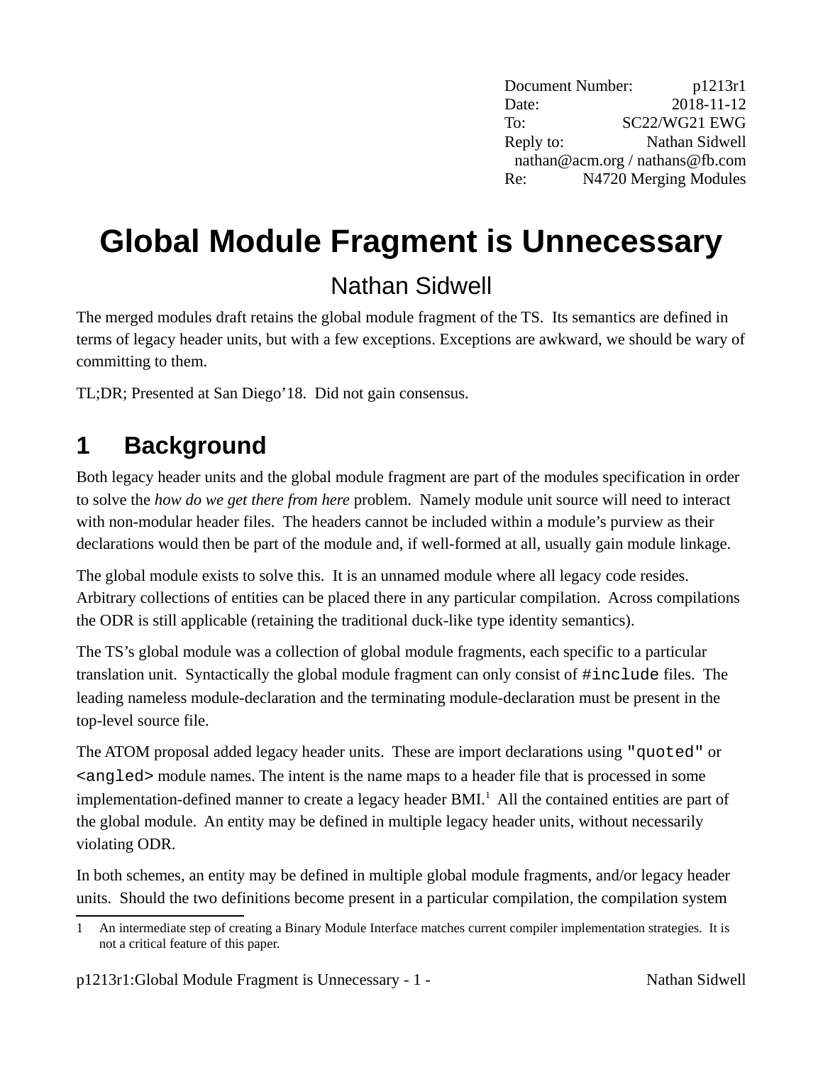Document Number: p1213r1
Date: 2018-11-12
To: SC22/WG21 EWG
Reply to: Nathan Sidwell
nathan@acm.org / nathans@fb.com
Re: N4720 Merging Modules

# Global Module Fragment is Unnecessary

Nathan Sidwell

The merged modules draft retains the global module fragment of the TS. Its semantics are defined in terms of legacy header units, but with a few exceptions. Exceptions are awkward, we should be wary of committing to them.

TL;DR; Presented at San Diego'18. Did not gain consensus.

## 1 Background

Both legacy header units and the global module fragment are part of the modules specification in order to solve the *how do we get there from here* problem. Namely module unit source will need to interact with non-modular header files. The headers cannot be included within a module's purview as their declarations would then be part of the module and, if well-formed at all, usually gain module linkage.

The global module exists to solve this. It is an unnamed module where all legacy code resides. Arbitrary collections of entities can be placed there in any particular compilation. Across compilations the ODR is still applicable (retaining the traditional duck-like type identity semantics).

The TS's global module was a collection of global module fragments, each specific to a particular translation unit. Syntactically the global module fragment can only consist of `#include` files. The leading nameless module-declaration and the terminating module-declaration must be present in the top-level source file.

The ATOM proposal added legacy header units. These are import declarations using `"quoted"` or `<angled>` module names. The intent is the name maps to a header file that is processed in some implementation-defined manner to create a legacy header BMI.[1] All the contained entities are part of the global module. An entity may be defined in multiple legacy header units, without necessarily violating ODR.

In both schemes, an entity may be defined in multiple global module fragments, and/or legacy header units. Should the two definitions become present in a particular compilation, the compilation system

[1] An intermediate step of creating a Binary Module Interface matches current compiler implementation strategies. It is not a critical feature of this paper.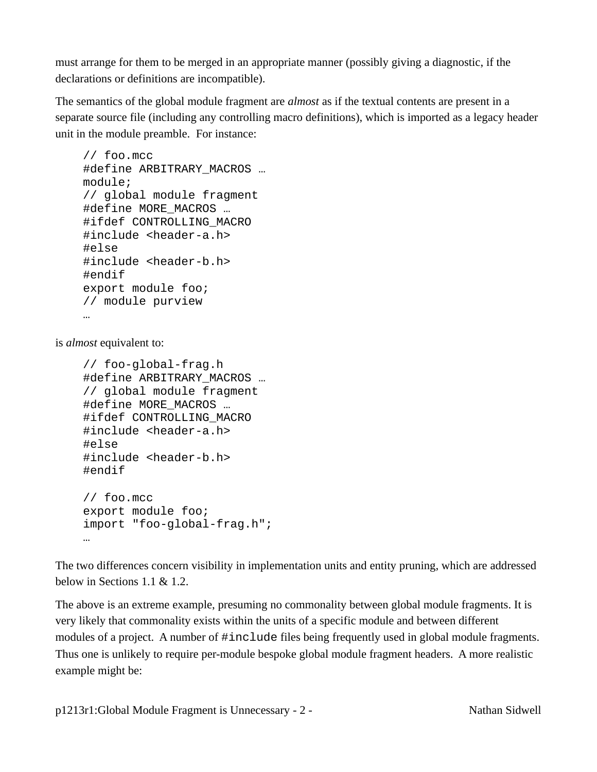must arrange for them to be merged in an appropriate manner (possibly giving a diagnostic, if the declarations or definitions are incompatible).

The semantics of the global module fragment are *almost* as if the textual contents are present in a separate source file (including any controlling macro definitions), which is imported as a legacy header unit in the module preamble. For instance:

```
// foo.mcc
#define ARBITRARY_MACROS …
module;
// global module fragment
#define MORE_MACROS …
#ifdef CONTROLLING_MACRO
#include <header-a.h>
#else
#include <header-b.h>
#endif
export module foo;
// module purview
…
```

is *almost* equivalent to:

```
// foo-global-frag.h
#define ARBITRARY_MACROS …
// global module fragment
#define MORE_MACROS …
#ifdef CONTROLLING_MACRO
#include <header-a.h>
#else
#include <header-b.h>
#endif

// foo.mcc
export module foo;
import "foo-global-frag.h";
…
```

The two differences concern visibility in implementation units and entity pruning, which are addressed below in Sections 1.1 & 1.2.

The above is an extreme example, presuming no commonality between global module fragments. It is very likely that commonality exists within the units of a specific module and between different modules of a project. A number of `#include` files being frequently used in global module fragments. Thus one is unlikely to require per-module bespoke global module fragment headers. A more realistic example might be: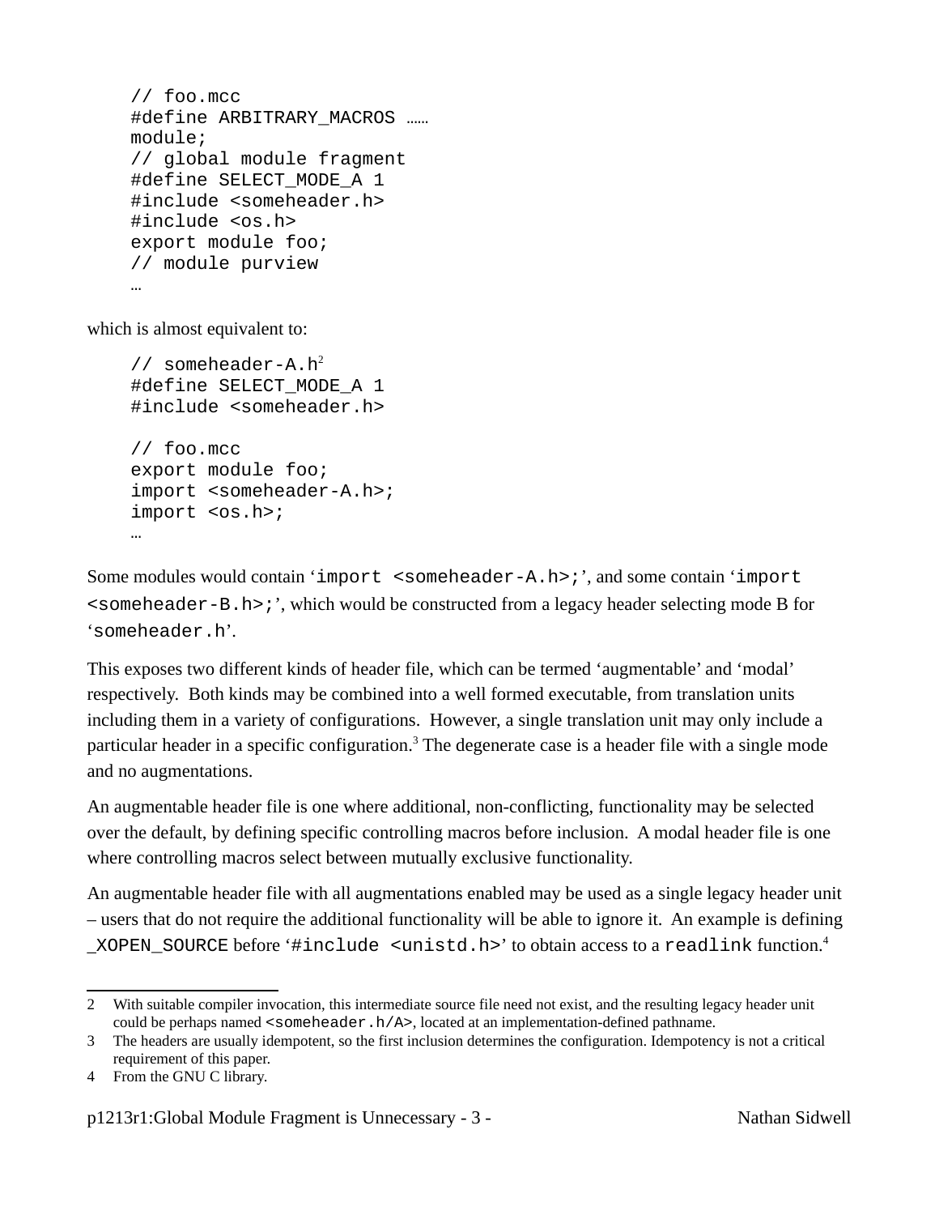```
// foo.mcc
#define ARBITRARY_MACROS ……
module;
// global module fragment
#define SELECT_MODE_A 1
#include <someheader.h>
#include <os.h>
export module foo;
// module purview
…
```

which is almost equivalent to:

```
// someheader-A.h²
#define SELECT_MODE_A 1
#include <someheader.h>

// foo.mcc
export module foo;
import <someheader-A.h>;
import <os.h>;
…
```

Some modules would contain '`import <someheader-A.h>;`', and some contain '`import <someheader-B.h>;`', which would be constructed from a legacy header selecting mode B for '`someheader.h`'.

This exposes two different kinds of header file, which can be termed 'augmentable' and 'modal' respectively. Both kinds may be combined into a well formed executable, from translation units including them in a variety of configurations. However, a single translation unit may only include a particular header in a specific configuration.[3] The degenerate case is a header file with a single mode and no augmentations.

An augmentable header file is one where additional, non-conflicting, functionality may be selected over the default, by defining specific controlling macros before inclusion. A modal header file is one where controlling macros select between mutually exclusive functionality.

An augmentable header file with all augmentations enabled may be used as a single legacy header unit – users that do not require the additional functionality will be able to ignore it. An example is defining `_XOPEN_SOURCE` before '`#include <unistd.h>`' to obtain access to a `readlink` function.[4]

---

2 With suitable compiler invocation, this intermediate source file need not exist, and the resulting legacy header unit could be perhaps named `<someheader.h/A>`, located at an implementation-defined pathname.

3 The headers are usually idempotent, so the first inclusion determines the configuration. Idempotency is not a critical requirement of this paper.

4 From the GNU C library.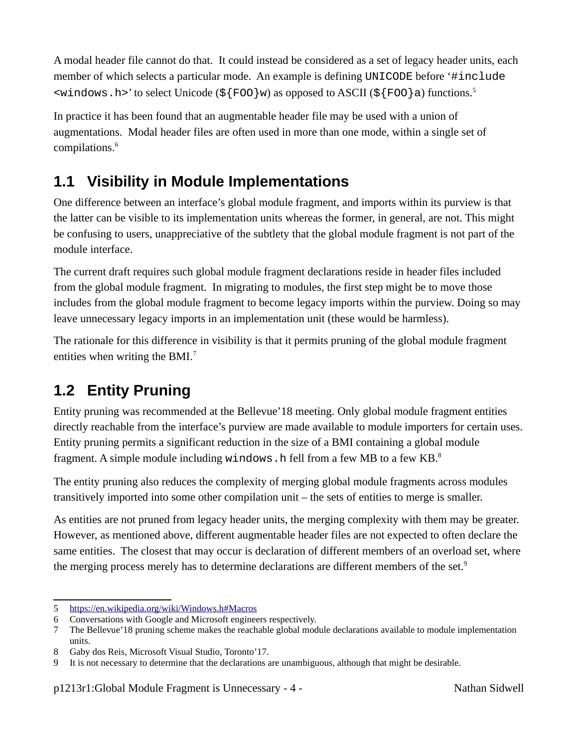A modal header file cannot do that. It could instead be considered as a set of legacy header units, each member of which selects a particular mode. An example is defining `UNICODE` before '`#include <windows.h>`' to select Unicode (`${FOO}w`) as opposed to ASCII (`${FOO}a`) functions.[5]

In practice it has been found that an augmentable header file may be used with a union of augmentations. Modal header files are often used in more than one mode, within a single set of compilations.[6]

## 1.1 Visibility in Module Implementations

One difference between an interface's global module fragment, and imports within its purview is that the latter can be visible to its implementation units whereas the former, in general, are not. This might be confusing to users, unappreciative of the subtlety that the global module fragment is not part of the module interface.

The current draft requires such global module fragment declarations reside in header files included from the global module fragment. In migrating to modules, the first step might be to move those includes from the global module fragment to become legacy imports within the purview. Doing so may leave unnecessary legacy imports in an implementation unit (these would be harmless).

The rationale for this difference in visibility is that it permits pruning of the global module fragment entities when writing the BMI.[7]

## 1.2 Entity Pruning

Entity pruning was recommended at the Bellevue'18 meeting. Only global module fragment entities directly reachable from the interface's purview are made available to module importers for certain uses. Entity pruning permits a significant reduction in the size of a BMI containing a global module fragment. A simple module including `windows.h` fell from a few MB to a few KB.[8]

The entity pruning also reduces the complexity of merging global module fragments across modules transitively imported into some other compilation unit – the sets of entities to merge is smaller.

As entities are not pruned from legacy header units, the merging complexity with them may be greater. However, as mentioned above, different augmentable header files are not expected to often declare the same entities. The closest that may occur is declaration of different members of an overload set, where the merging process merely has to determine declarations are different members of the set.[9]

---

5 https://en.wikipedia.org/wiki/Windows.h#Macros

6 Conversations with Google and Microsoft engineers respectively.

7 The Bellevue'18 pruning scheme makes the reachable global module declarations available to module implementation units.

8 Gaby dos Reis, Microsoft Visual Studio, Toronto'17.

9 It is not necessary to determine that the declarations are unambiguous, although that might be desirable.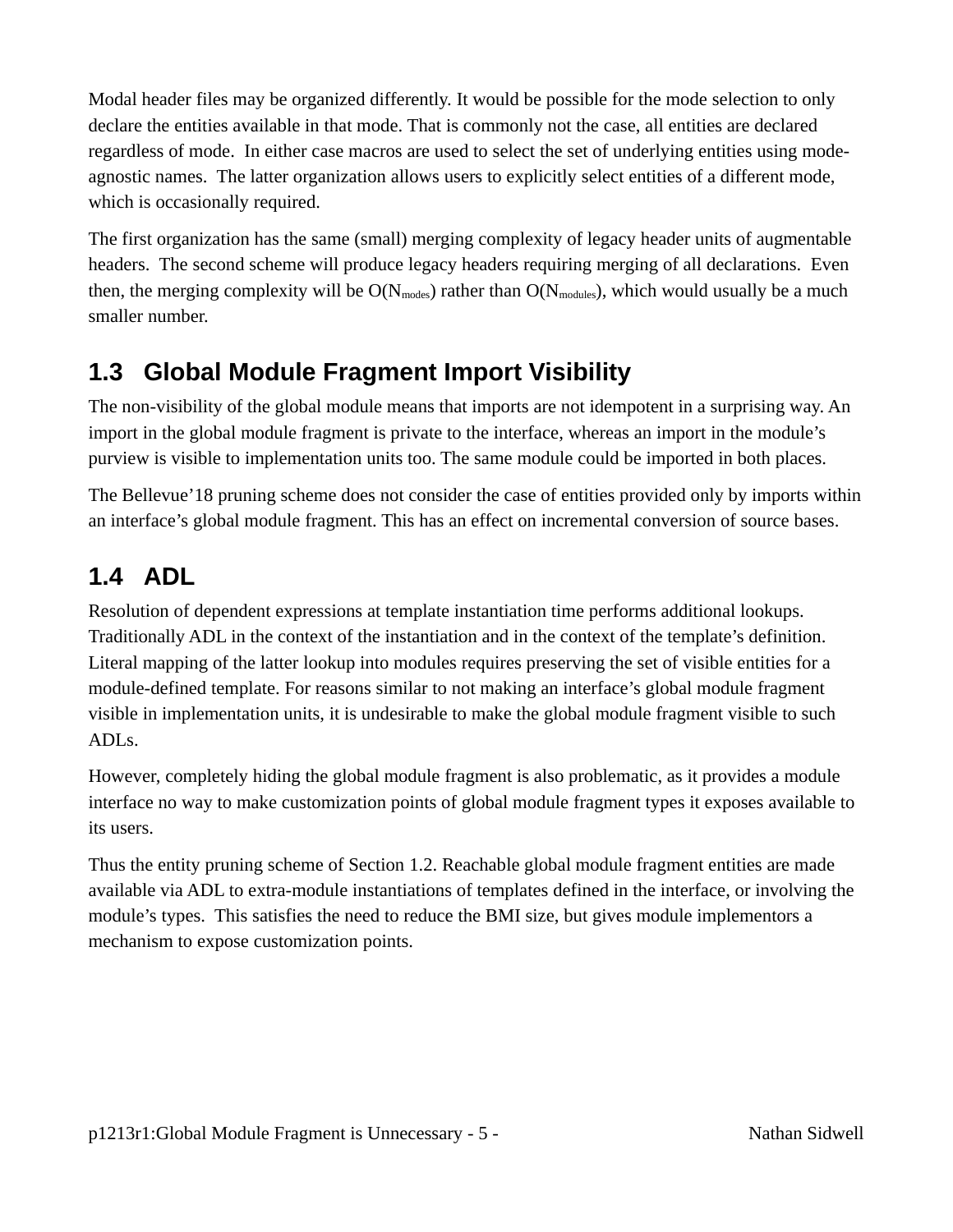Modal header files may be organized differently. It would be possible for the mode selection to only declare the entities available in that mode. That is commonly not the case, all entities are declared regardless of mode. In either case macros are used to select the set of underlying entities using mode-agnostic names. The latter organization allows users to explicitly select entities of a different mode, which is occasionally required.

The first organization has the same (small) merging complexity of legacy header units of augmentable headers. The second scheme will produce legacy headers requiring merging of all declarations. Even then, the merging complexity will be $O(N_{modes})$ rather than $O(N_{modules})$, which would usually be a much smaller number.

## 1.3 Global Module Fragment Import Visibility

The non-visibility of the global module means that imports are not idempotent in a surprising way. An import in the global module fragment is private to the interface, whereas an import in the module's purview is visible to implementation units too. The same module could be imported in both places.

The Bellevue'18 pruning scheme does not consider the case of entities provided only by imports within an interface's global module fragment. This has an effect on incremental conversion of source bases.

## 1.4 ADL

Resolution of dependent expressions at template instantiation time performs additional lookups. Traditionally ADL in the context of the instantiation and in the context of the template's definition. Literal mapping of the latter lookup into modules requires preserving the set of visible entities for a module-defined template. For reasons similar to not making an interface's global module fragment visible in implementation units, it is undesirable to make the global module fragment visible to such ADLs.

However, completely hiding the global module fragment is also problematic, as it provides a module interface no way to make customization points of global module fragment types it exposes available to its users.

Thus the entity pruning scheme of Section 1.2. Reachable global module fragment entities are made available via ADL to extra-module instantiations of templates defined in the interface, or involving the module's types. This satisfies the need to reduce the BMI size, but gives module implementors a mechanism to expose customization points.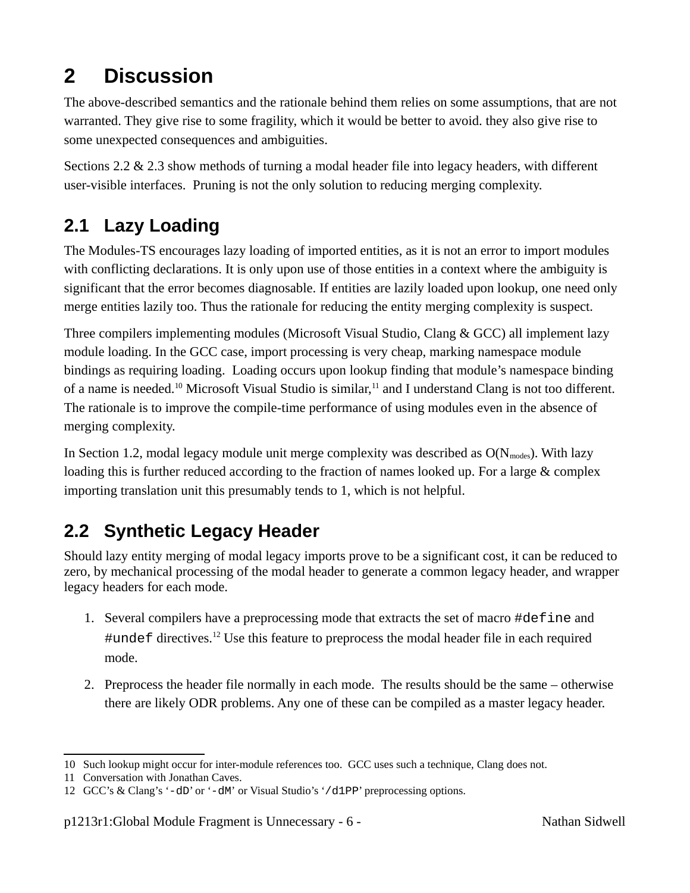# 2 Discussion

The above-described semantics and the rationale behind them relies on some assumptions, that are not warranted. They give rise to some fragility, which it would be better to avoid. they also give rise to some unexpected consequences and ambiguities.

Sections 2.2 & 2.3 show methods of turning a modal header file into legacy headers, with different user-visible interfaces. Pruning is not the only solution to reducing merging complexity.

## 2.1 Lazy Loading

The Modules-TS encourages lazy loading of imported entities, as it is not an error to import modules with conflicting declarations. It is only upon use of those entities in a context where the ambiguity is significant that the error becomes diagnosable. If entities are lazily loaded upon lookup, one need only merge entities lazily too. Thus the rationale for reducing the entity merging complexity is suspect.

Three compilers implementing modules (Microsoft Visual Studio, Clang & GCC) all implement lazy module loading. In the GCC case, import processing is very cheap, marking namespace module bindings as requiring loading. Loading occurs upon lookup finding that module's namespace binding of a name is needed.[10] Microsoft Visual Studio is similar,[11] and I understand Clang is not too different. The rationale is to improve the compile-time performance of using modules even in the absence of merging complexity.

In Section 1.2, modal legacy module unit merge complexity was described as $O(N_{modes})$. With lazy loading this is further reduced according to the fraction of names looked up. For a large & complex importing translation unit this presumably tends to 1, which is not helpful.

## 2.2 Synthetic Legacy Header

Should lazy entity merging of modal legacy imports prove to be a significant cost, it can be reduced to zero, by mechanical processing of the modal header to generate a common legacy header, and wrapper legacy headers for each mode.

1. Several compilers have a preprocessing mode that extracts the set of macro `#define` and `#undef` directives.[12] Use this feature to preprocess the modal header file in each required mode.
2. Preprocess the header file normally in each mode. The results should be the same – otherwise there are likely ODR problems. Any one of these can be compiled as a master legacy header.

---

10 Such lookup might occur for inter-module references too. GCC uses such a technique, Clang does not.

11 Conversation with Jonathan Caves.

12 GCC's & Clang's '`-dD`' or '`-dM`' or Visual Studio's '`/d1PP`' preprocessing options.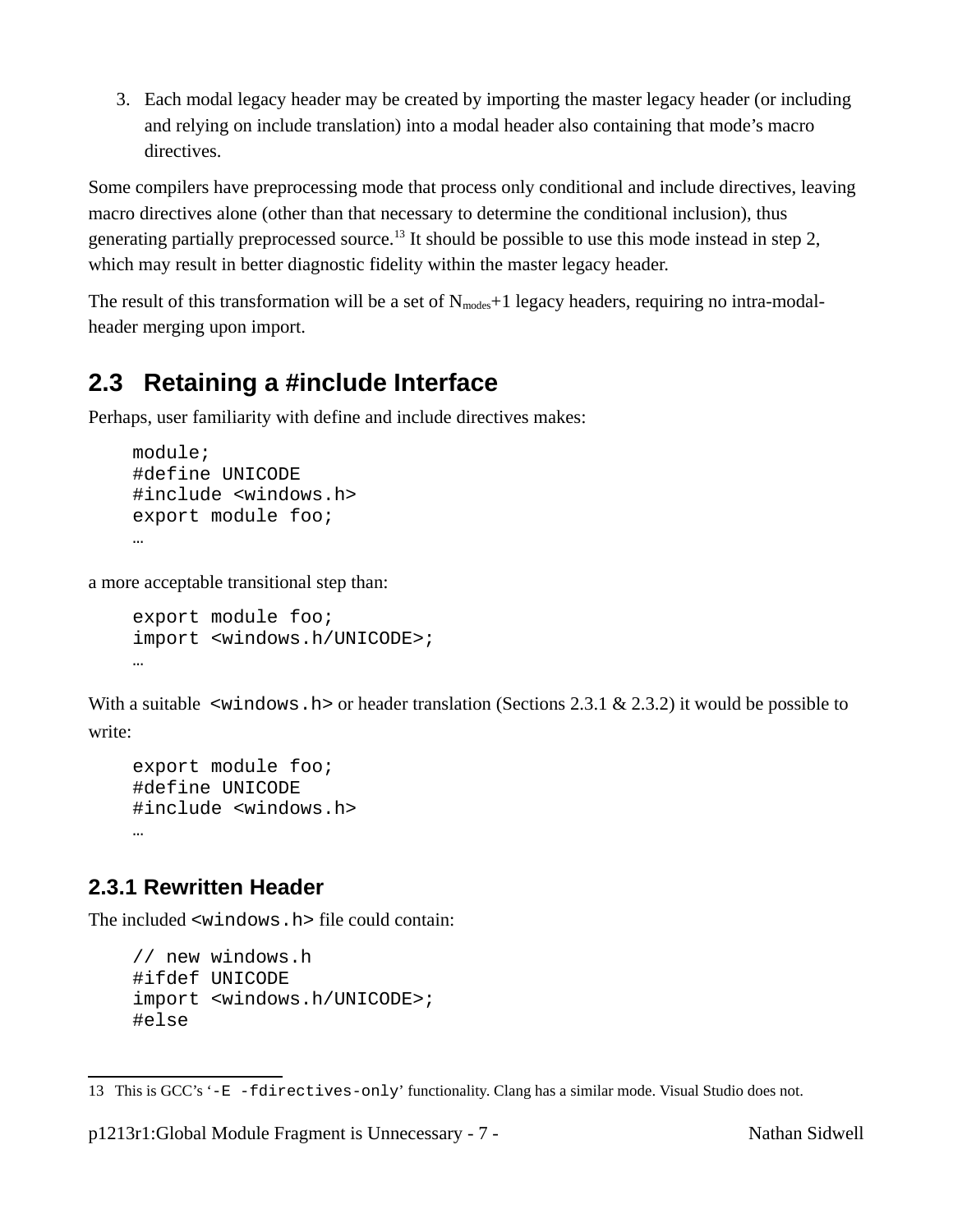3. Each modal legacy header may be created by importing the master legacy header (or including and relying on include translation) into a modal header also containing that mode's macro directives.

Some compilers have preprocessing mode that process only conditional and include directives, leaving macro directives alone (other than that necessary to determine the conditional inclusion), thus generating partially preprocessed source.[13] It should be possible to use this mode instead in step 2, which may result in better diagnostic fidelity within the master legacy header.

The result of this transformation will be a set of $N_{modes}$+1 legacy headers, requiring no intra-modal-header merging upon import.

## 2.3 Retaining a #include Interface

Perhaps, user familiarity with define and include directives makes:

```
module;
#define UNICODE
#include <windows.h>
export module foo;
…
```

a more acceptable transitional step than:

```
export module foo;
import <windows.h/UNICODE>;
…
```

With a suitable `<windows.h>` or header translation (Sections 2.3.1 & 2.3.2) it would be possible to write:

```
export module foo;
#define UNICODE
#include <windows.h>
…
```

### 2.3.1 Rewritten Header

The included `<windows.h>` file could contain:

```
// new windows.h
#ifdef UNICODE
import <windows.h/UNICODE>;
#else
```

13 This is GCC's '`-E -fdirectives-only`' functionality. Clang has a similar mode. Visual Studio does not.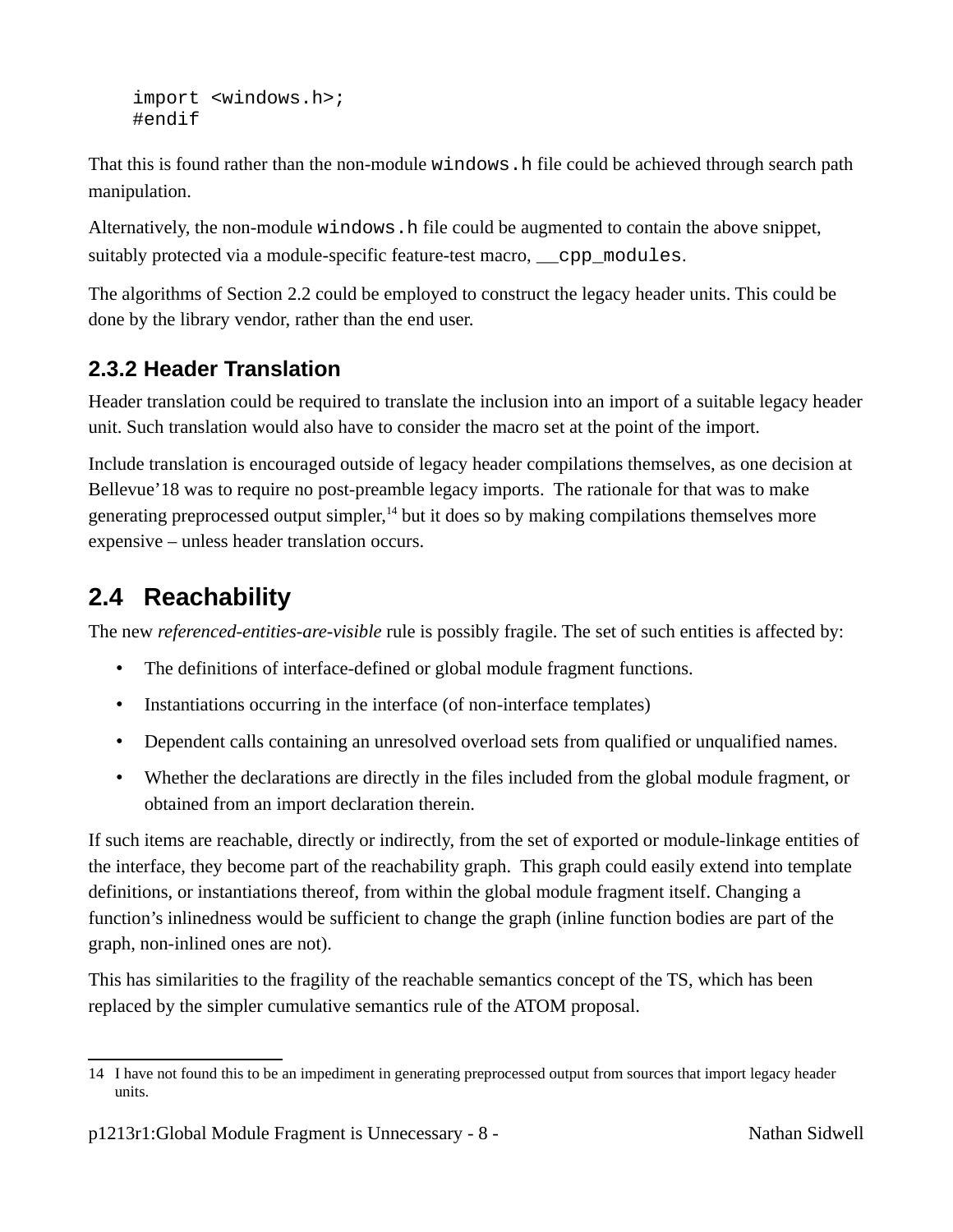```
import <windows.h>;
#endif
```

That this is found rather than the non-module `windows.h` file could be achieved through search path manipulation.

Alternatively, the non-module `windows.h` file could be augmented to contain the above snippet, suitably protected via a module-specific feature-test macro, `__cpp_modules`.

The algorithms of Section 2.2 could be employed to construct the legacy header units. This could be done by the library vendor, rather than the end user.

### 2.3.2 Header Translation

Header translation could be required to translate the inclusion into an import of a suitable legacy header unit. Such translation would also have to consider the macro set at the point of the import.

Include translation is encouraged outside of legacy header compilations themselves, as one decision at Bellevue'18 was to require no post-preamble legacy imports. The rationale for that was to make generating preprocessed output simpler,[14] but it does so by making compilations themselves more expensive – unless header translation occurs.

## 2.4 Reachability

The new *referenced-entities-are-visible* rule is possibly fragile. The set of such entities is affected by:

- The definitions of interface-defined or global module fragment functions.
- Instantiations occurring in the interface (of non-interface templates)
- Dependent calls containing an unresolved overload sets from qualified or unqualified names.
- Whether the declarations are directly in the files included from the global module fragment, or obtained from an import declaration therein.

If such items are reachable, directly or indirectly, from the set of exported or module-linkage entities of the interface, they become part of the reachability graph. This graph could easily extend into template definitions, or instantiations thereof, from within the global module fragment itself. Changing a function's inlinedness would be sufficient to change the graph (inline function bodies are part of the graph, non-inlined ones are not).

This has similarities to the fragility of the reachable semantics concept of the TS, which has been replaced by the simpler cumulative semantics rule of the ATOM proposal.

14 I have not found this to be an impediment in generating preprocessed output from sources that import legacy header units.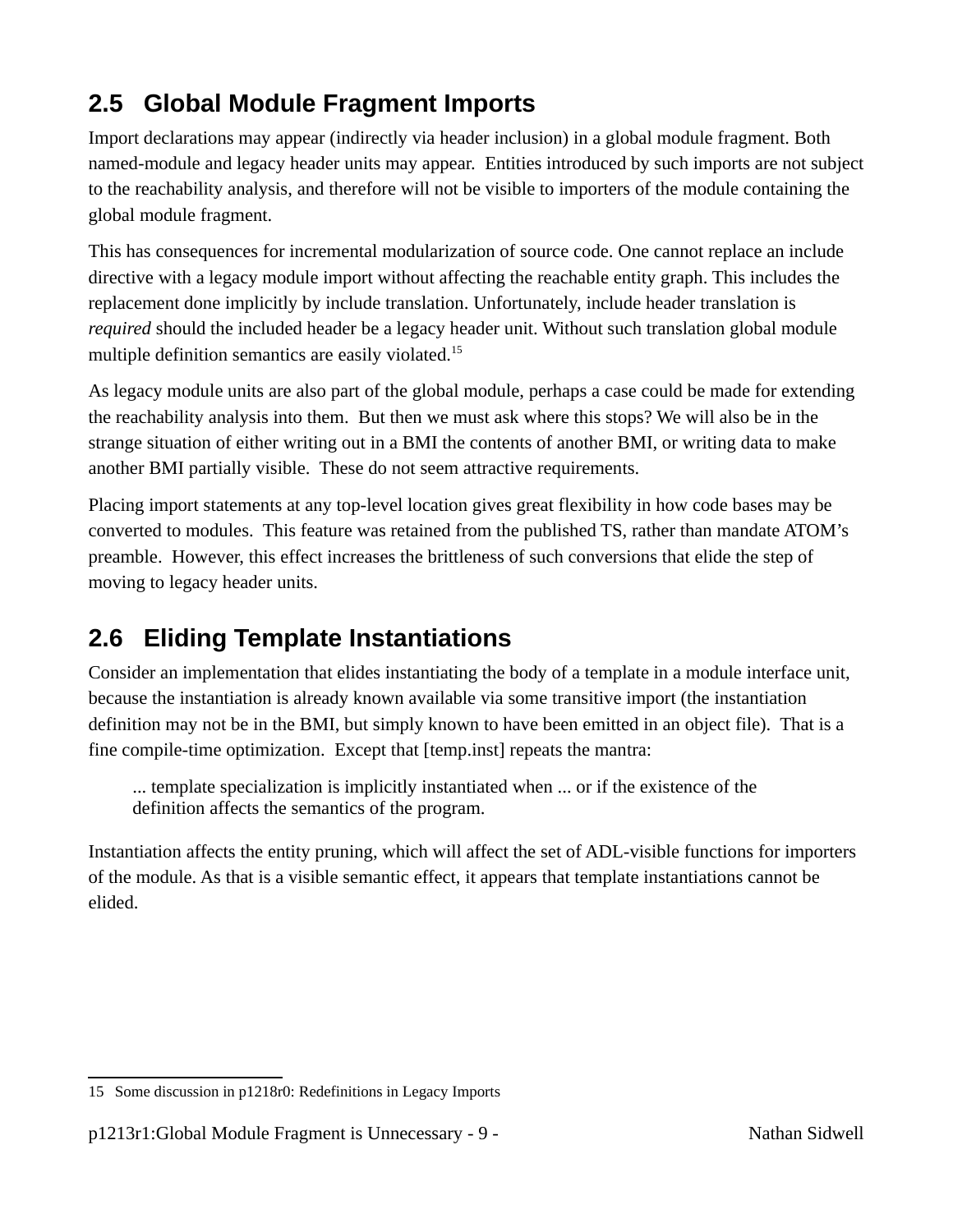## 2.5 Global Module Fragment Imports

Import declarations may appear (indirectly via header inclusion) in a global module fragment. Both named-module and legacy header units may appear. Entities introduced by such imports are not subject to the reachability analysis, and therefore will not be visible to importers of the module containing the global module fragment.

This has consequences for incremental modularization of source code. One cannot replace an include directive with a legacy module import without affecting the reachable entity graph. This includes the replacement done implicitly by include translation. Unfortunately, include header translation is *required* should the included header be a legacy header unit. Without such translation global module multiple definition semantics are easily violated.[15]

As legacy module units are also part of the global module, perhaps a case could be made for extending the reachability analysis into them. But then we must ask where this stops? We will also be in the strange situation of either writing out in a BMI the contents of another BMI, or writing data to make another BMI partially visible. These do not seem attractive requirements.

Placing import statements at any top-level location gives great flexibility in how code bases may be converted to modules. This feature was retained from the published TS, rather than mandate ATOM's preamble. However, this effect increases the brittleness of such conversions that elide the step of moving to legacy header units.

## 2.6 Eliding Template Instantiations

Consider an implementation that elides instantiating the body of a template in a module interface unit, because the instantiation is already known available via some transitive import (the instantiation definition may not be in the BMI, but simply known to have been emitted in an object file). That is a fine compile-time optimization. Except that [temp.inst] repeats the mantra:

> ... template specialization is implicitly instantiated when ... or if the existence of the definition affects the semantics of the program.

Instantiation affects the entity pruning, which will affect the set of ADL-visible functions for importers of the module. As that is a visible semantic effect, it appears that template instantiations cannot be elided.

---

15 Some discussion in p1218r0: Redefinitions in Legacy Imports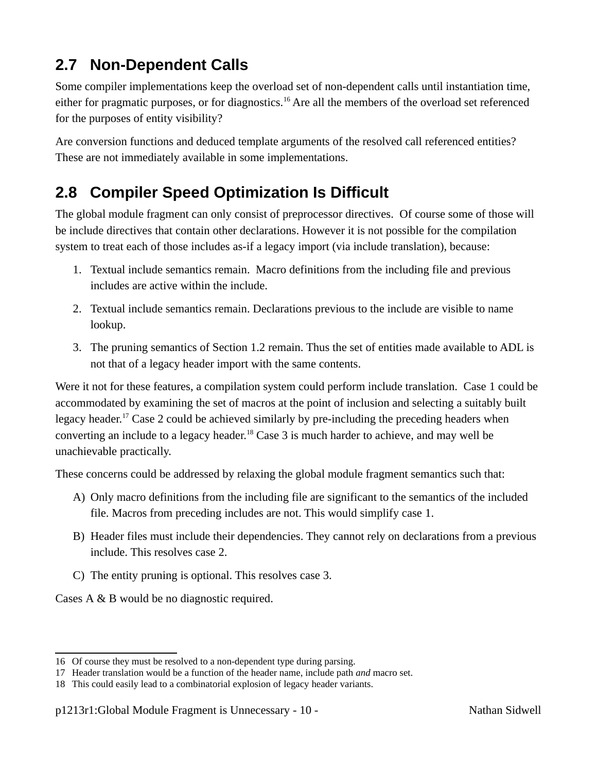## 2.7 Non-Dependent Calls

Some compiler implementations keep the overload set of non-dependent calls until instantiation time, either for pragmatic purposes, or for diagnostics.[16] Are all the members of the overload set referenced for the purposes of entity visibility?

Are conversion functions and deduced template arguments of the resolved call referenced entities? These are not immediately available in some implementations.

## 2.8 Compiler Speed Optimization Is Difficult

The global module fragment can only consist of preprocessor directives. Of course some of those will be include directives that contain other declarations. However it is not possible for the compilation system to treat each of those includes as-if a legacy import (via include translation), because:

1. Textual include semantics remain. Macro definitions from the including file and previous includes are active within the include.
2. Textual include semantics remain. Declarations previous to the include are visible to name lookup.
3. The pruning semantics of Section 1.2 remain. Thus the set of entities made available to ADL is not that of a legacy header import with the same contents.

Were it not for these features, a compilation system could perform include translation. Case 1 could be accommodated by examining the set of macros at the point of inclusion and selecting a suitably built legacy header.[17] Case 2 could be achieved similarly by pre-including the preceding headers when converting an include to a legacy header.[18] Case 3 is much harder to achieve, and may well be unachievable practically.

These concerns could be addressed by relaxing the global module fragment semantics such that:

A) Only macro definitions from the including file are significant to the semantics of the included file. Macros from preceding includes are not. This would simplify case 1.

B) Header files must include their dependencies. They cannot rely on declarations from a previous include. This resolves case 2.

C) The entity pruning is optional. This resolves case 3.

Cases A & B would be no diagnostic required.

---

16 Of course they must be resolved to a non-dependent type during parsing.

17 Header translation would be a function of the header name, include path *and* macro set.

18 This could easily lead to a combinatorial explosion of legacy header variants.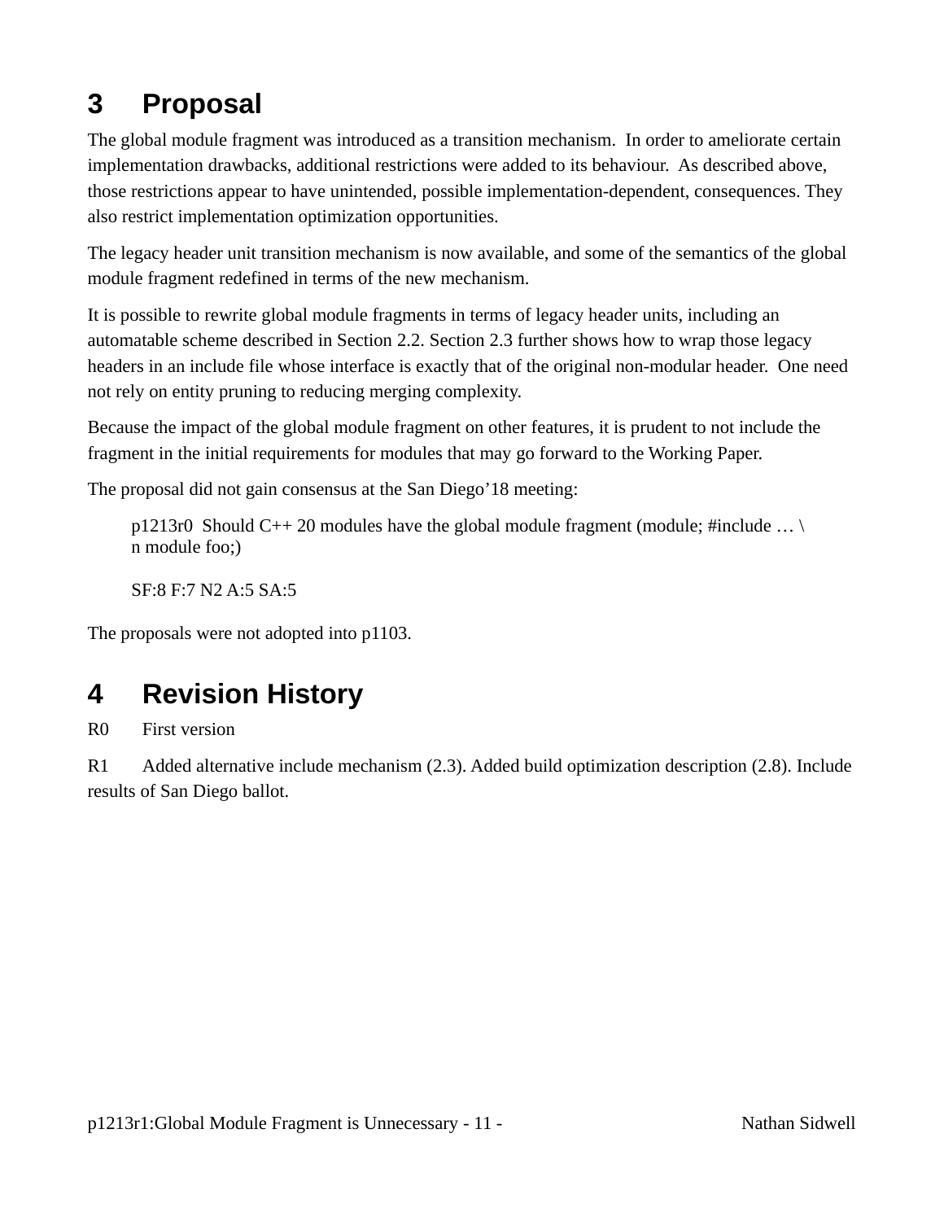# 3 Proposal

The global module fragment was introduced as a transition mechanism. In order to ameliorate certain implementation drawbacks, additional restrictions were added to its behaviour. As described above, those restrictions appear to have unintended, possible implementation-dependent, consequences. They also restrict implementation optimization opportunities.

The legacy header unit transition mechanism is now available, and some of the semantics of the global module fragment redefined in terms of the new mechanism.

It is possible to rewrite global module fragments in terms of legacy header units, including an automatable scheme described in Section 2.2. Section 2.3 further shows how to wrap those legacy headers in an include file whose interface is exactly that of the original non-modular header. One need not rely on entity pruning to reducing merging complexity.

Because the impact of the global module fragment on other features, it is prudent to not include the fragment in the initial requirements for modules that may go forward to the Working Paper.

The proposal did not gain consensus at the San Diego'18 meeting:

> p1213r0 Should C++ 20 modules have the global module fragment (module; #include … \n module foo;)
>
> SF:8 F:7 N2 A:5 SA:5

The proposals were not adopted into p1103.

# 4 Revision History

R0 First version

R1 Added alternative include mechanism (2.3). Added build optimization description (2.8). Include results of San Diego ballot.